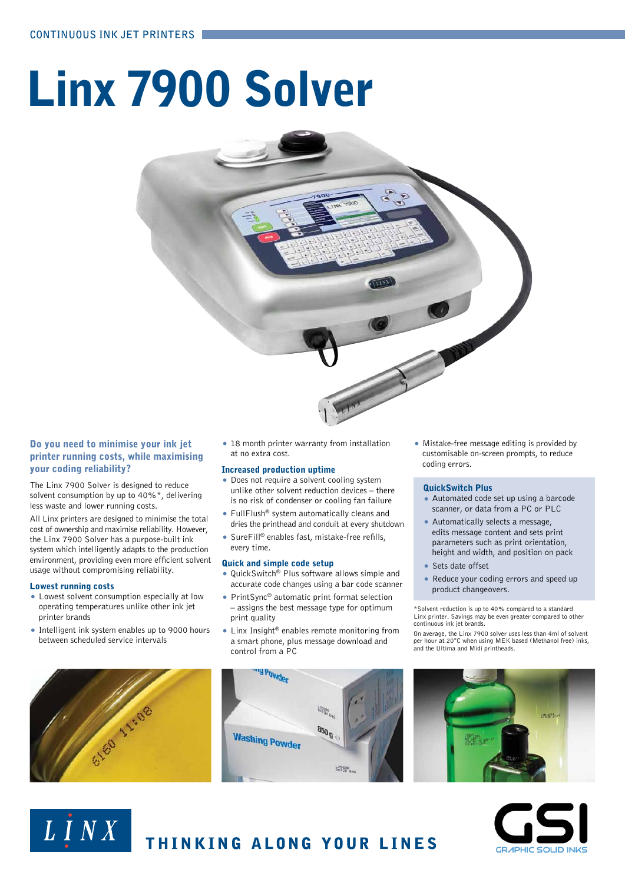CONTINUOUS INK JET PRINTERS

# Linx 7900 Solver

## Do you need to minimise your ink jet printer running costs, while maximising your coding reliability?

The Linx 7900 Solver is designed to reduce solvent consumption by up to 40%*, delivering less waste and lower running costs.

All Linx printers are designed to minimise the total cost of ownership and maximise reliability. However, the Linx 7900 Solver has a purpose-built ink system which intelligently adapts to the production environment, providing even more efficient solvent usage without compromising reliability.

### Lowest running costs

- Lowest solvent consumption especially at low operating temperatures unlike other ink jet printer brands
- Intelligent ink system enables up to 9000 hours between scheduled service intervals
- 18 month printer warranty from installation at no extra cost.

### Increased production uptime

- Does not require a solvent cooling system unlike other solvent reduction devices – there is no risk of condenser or cooling fan failure
- FullFlush® system automatically cleans and dries the printhead and conduit at every shutdown
- SureFill® enables fast, mistake-free refills, every time.

### Quick and simple code setup

- QuickSwitch® Plus software allows simple and accurate code changes using a bar code scanner
- PrintSync® automatic print format selection – assigns the best message type for optimum print quality
- Linx Insight® enables remote monitoring from a smart phone, plus message download and control from a PC
- Mistake-free message editing is provided by customisable on-screen prompts, to reduce coding errors.

### QuickSwitch Plus

- Automated code set up using a barcode scanner, or data from a PC or PLC
- Automatically selects a message, edits message content and sets print parameters such as print orientation, height and width, and position on pack
- Sets date offset
- Reduce your coding errors and speed up product changeovers.

*Solvent reduction is up to 40% compared to a standard Linx printer. Savings may be even greater compared to other continuous ink jet brands.

On average, the Linx 7900 solver uses less than 4ml of solvent per hour at 20°C when using MEK based (Methanol free) inks, and the Ultima and Midi printheads.

LINX THINKING ALONG YOUR LINES

GSI GRAPHIC SOLID INKS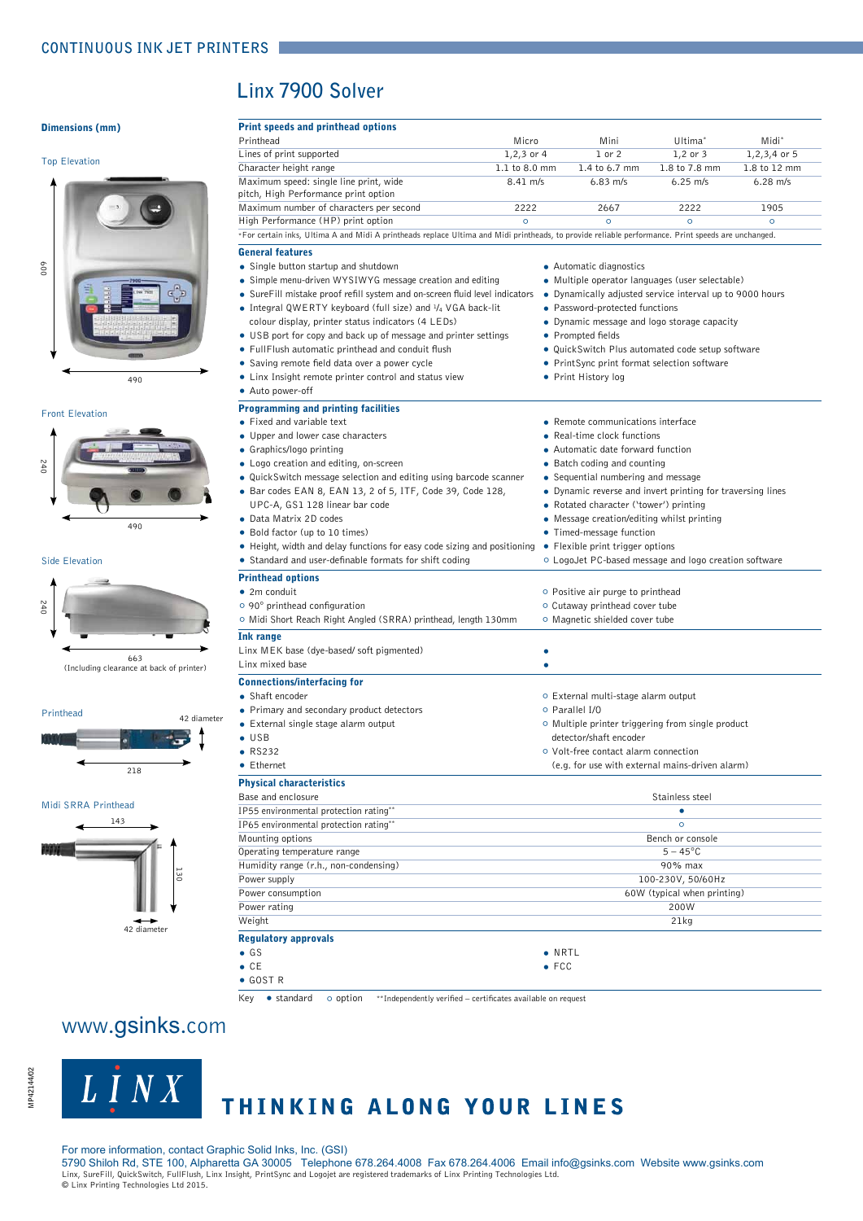CONTINUOUS INK JET PRINTERS

# Linx 7900 Solver

**Dimensions (mm)**

Top Elevation

600

490

Front Elevation

240

490

Side Elevation

240

663
(Including clearance at back of printer)

Printhead

42 diameter

218

Midi SRRA Printhead

143

130

42 diameter

## Print speeds and printhead options

| Printhead | Micro | Mini | Ultima* | Midi* |
|---|---|---|---|---|
| Lines of print supported | 1,2,3 or 4 | 1 or 2 | 1,2 or 3 | 1,2,3,4 or 5 |
| Character height range | 1.1 to 8.0 mm | 1.4 to 6.7 mm | 1.8 to 7.8 mm | 1.8 to 12 mm |
| Maximum speed: single line print, wide pitch, High Performance print option | 8.41 m/s | 6.83 m/s | 6.25 m/s | 6.28 m/s |
| Maximum number of characters per second | 2222 | 2667 | 2222 | 1905 |
| High Performance (HP) print option | ○ | ○ | ○ | ○ |

*For certain inks, Ultima A and Midi A printheads replace Ultima and Midi printheads, to provide reliable performance. Print speeds are unchanged.

## General features

- ● Single button startup and shutdown
- ● Simple menu-driven WYSIWYG message creation and editing
- ● SureFill mistake proof refill system and on-screen fluid level indicators
- ● Integral QWERTY keyboard (full size) and ¼ VGA back-lit colour display, printer status indicators (4 LEDs)
- ● USB port for copy and back up of message and printer settings
- ● FullFlush automatic printhead and conduit flush
- ● Saving remote field data over a power cycle
- ● Linx Insight remote printer control and status view
- ● Auto power-off
- ● Automatic diagnostics
- ● Multiple operator languages (user selectable)
- ● Dynamically adjusted service interval up to 9000 hours
- ● Password-protected functions
- ● Dynamic message and logo storage capacity
- ● Prompted fields
- ● QuickSwitch Plus automated code setup software
- ● PrintSync print format selection software
- ● Print History log

## Programming and printing facilities

- ● Fixed and variable text
- ● Upper and lower case characters
- ● Graphics/logo printing
- ● Logo creation and editing, on-screen
- ● QuickSwitch message selection and editing using barcode scanner
- ● Bar codes EAN 8, EAN 13, 2 of 5, ITF, Code 39, Code 128, UPC-A, GS1 128 linear bar code
- ● Data Matrix 2D codes
- ● Bold factor (up to 10 times)
- ● Height, width and delay functions for easy code sizing and positioning
- ● Standard and user-definable formats for shift coding
- ● Remote communications interface
- ● Real-time clock functions
- ● Automatic date forward function
- ● Batch coding and counting
- ● Sequential numbering and message
- ● Dynamic reverse and invert printing for traversing lines
- ● Rotated character ('tower') printing
- ● Message creation/editing whilst printing
- ● Timed-message function
- ● Flexible print trigger options
- ○ LogoJet PC-based message and logo creation software

## Printhead options

- ● 2m conduit
- ○ 90° printhead configuration
- ○ Midi Short Reach Right Angled (SRRA) printhead, length 130mm
- ○ Positive air purge to printhead
- ○ Cutaway printhead cover tube
- ○ Magnetic shielded cover tube

## Ink range

| | |
|---|---|
| Linx MEK base (dye-based/ soft pigmented) | ● |
| Linx mixed base | ● |

## Connections/interfacing for

- ● Shaft encoder
- ● Primary and secondary product detectors
- ● External single stage alarm output
- ● USB
- ● RS232
- ● Ethernet
- ○ External multi-stage alarm output
- ○ Parallel I/O
- ○ Multiple printer triggering from single product detector/shaft encoder
- ○ Volt-free contact alarm connection (e.g. for use with external mains-driven alarm)

## Physical characteristics

| | |
|---|---|
| Base and enclosure | Stainless steel |
| IP55 environmental protection rating** | ● |
| IP65 environmental protection rating** | ○ |
| Mounting options | Bench or console |
| Operating temperature range | 5 – 45°C |
| Humidity range (r.h., non-condensing) | 90% max |
| Power supply | 100-230V, 50/60Hz |
| Power consumption | 60W (typical when printing) |
| Power rating | 200W |
| Weight | 21kg |

## Regulatory approvals

- ● GS
- ● CE
- ● GOST R
- ● NRTL
- ● FCC

Key ● standard ○ option **Independently verified – certificates available on request

www.gsinks.com

MP4214/02

LINX

THINKING ALONG YOUR LINES

For more information, contact Graphic Solid Inks, Inc. (GSI)
5790 Shiloh Rd, STE 100, Alpharetta GA 30005 Telephone 678.264.4008 Fax 678.264.4006 Email info@gsinks.com Website www.gsinks.com
Linx, SureFill, QuickSwitch, FullFlush, Linx Insight, PrintSync and Logojet are registered trademarks of Linx Printing Technologies Ltd.
© Linx Printing Technologies Ltd 2015.